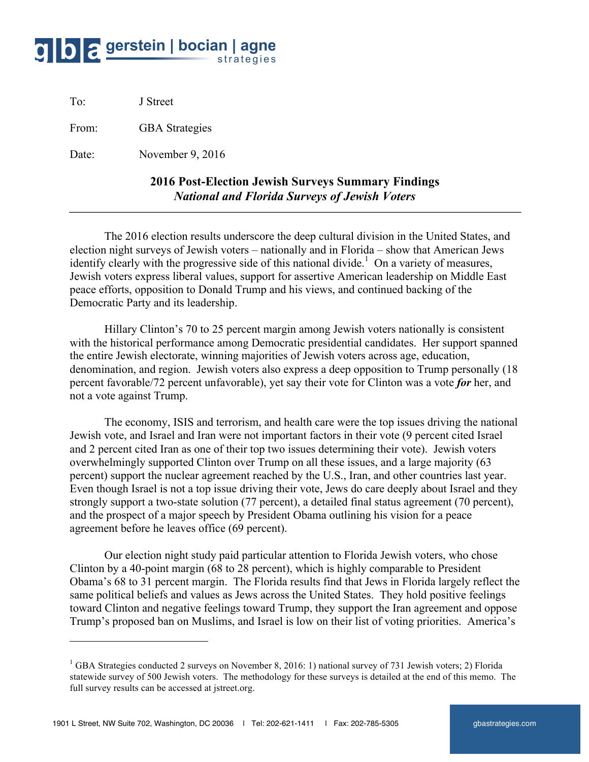**gba gerstein | bocian | agne strategies**

To: J Street

From: GBA Strategies

Date: November 9, 2016

## 2016 Post-Election Jewish Surveys Summary Findings
### *National and Florida Surveys of Jewish Voters*

---

The 2016 election results underscore the deep cultural division in the United States, and election night surveys of Jewish voters – nationally and in Florida – show that American Jews identify clearly with the progressive side of this national divide.[1] On a variety of measures, Jewish voters express liberal values, support for assertive American leadership on Middle East peace efforts, opposition to Donald Trump and his views, and continued backing of the Democratic Party and its leadership.

Hillary Clinton's 70 to 25 percent margin among Jewish voters nationally is consistent with the historical performance among Democratic presidential candidates. Her support spanned the entire Jewish electorate, winning majorities of Jewish voters across age, education, denomination, and region. Jewish voters also express a deep opposition to Trump personally (18 percent favorable/72 percent unfavorable), yet say their vote for Clinton was a vote ***for*** her, and not a vote against Trump.

The economy, ISIS and terrorism, and health care were the top issues driving the national Jewish vote, and Israel and Iran were not important factors in their vote (9 percent cited Israel and 2 percent cited Iran as one of their top two issues determining their vote). Jewish voters overwhelmingly supported Clinton over Trump on all these issues, and a large majority (63 percent) support the nuclear agreement reached by the U.S., Iran, and other countries last year. Even though Israel is not a top issue driving their vote, Jews do care deeply about Israel and they strongly support a two-state solution (77 percent), a detailed final status agreement (70 percent), and the prospect of a major speech by President Obama outlining his vision for a peace agreement before he leaves office (69 percent).

Our election night study paid particular attention to Florida Jewish voters, who chose Clinton by a 40-point margin (68 to 28 percent), which is highly comparable to President Obama's 68 to 31 percent margin. The Florida results find that Jews in Florida largely reflect the same political beliefs and values as Jews across the United States. They hold positive feelings toward Clinton and negative feelings toward Trump, they support the Iran agreement and oppose Trump's proposed ban on Muslims, and Israel is low on their list of voting priorities. America's

---

[1] GBA Strategies conducted 2 surveys on November 8, 2016: 1) national survey of 731 Jewish voters; 2) Florida statewide survey of 500 Jewish voters. The methodology for these surveys is detailed at the end of this memo. The full survey results can be accessed at jstreet.org.

1901 L Street, NW Suite 702, Washington, DC 20036 | Tel: 202-621-1411 | Fax: 202-785-5305 gbastrategies.com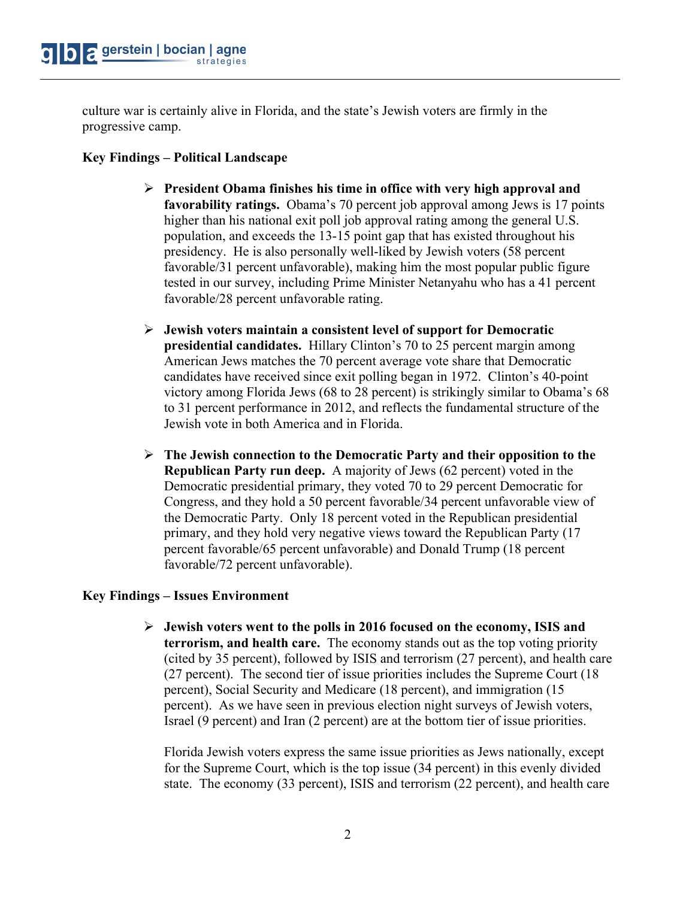culture war is certainly alive in Florida, and the state's Jewish voters are firmly in the progressive camp.

**Key Findings – Political Landscape**

- **President Obama finishes his time in office with very high approval and favorability ratings.** Obama's 70 percent job approval among Jews is 17 points higher than his national exit poll job approval rating among the general U.S. population, and exceeds the 13-15 point gap that has existed throughout his presidency. He is also personally well-liked by Jewish voters (58 percent favorable/31 percent unfavorable), making him the most popular public figure tested in our survey, including Prime Minister Netanyahu who has a 41 percent favorable/28 percent unfavorable rating.

- **Jewish voters maintain a consistent level of support for Democratic presidential candidates.** Hillary Clinton's 70 to 25 percent margin among American Jews matches the 70 percent average vote share that Democratic candidates have received since exit polling began in 1972. Clinton's 40-point victory among Florida Jews (68 to 28 percent) is strikingly similar to Obama's 68 to 31 percent performance in 2012, and reflects the fundamental structure of the Jewish vote in both America and in Florida.

- **The Jewish connection to the Democratic Party and their opposition to the Republican Party run deep.** A majority of Jews (62 percent) voted in the Democratic presidential primary, they voted 70 to 29 percent Democratic for Congress, and they hold a 50 percent favorable/34 percent unfavorable view of the Democratic Party. Only 18 percent voted in the Republican presidential primary, and they hold very negative views toward the Republican Party (17 percent favorable/65 percent unfavorable) and Donald Trump (18 percent favorable/72 percent unfavorable).

**Key Findings – Issues Environment**

- **Jewish voters went to the polls in 2016 focused on the economy, ISIS and terrorism, and health care.** The economy stands out as the top voting priority (cited by 35 percent), followed by ISIS and terrorism (27 percent), and health care (27 percent). The second tier of issue priorities includes the Supreme Court (18 percent), Social Security and Medicare (18 percent), and immigration (15 percent). As we have seen in previous election night surveys of Jewish voters, Israel (9 percent) and Iran (2 percent) are at the bottom tier of issue priorities.

  Florida Jewish voters express the same issue priorities as Jews nationally, except for the Supreme Court, which is the top issue (34 percent) in this evenly divided state. The economy (33 percent), ISIS and terrorism (22 percent), and health care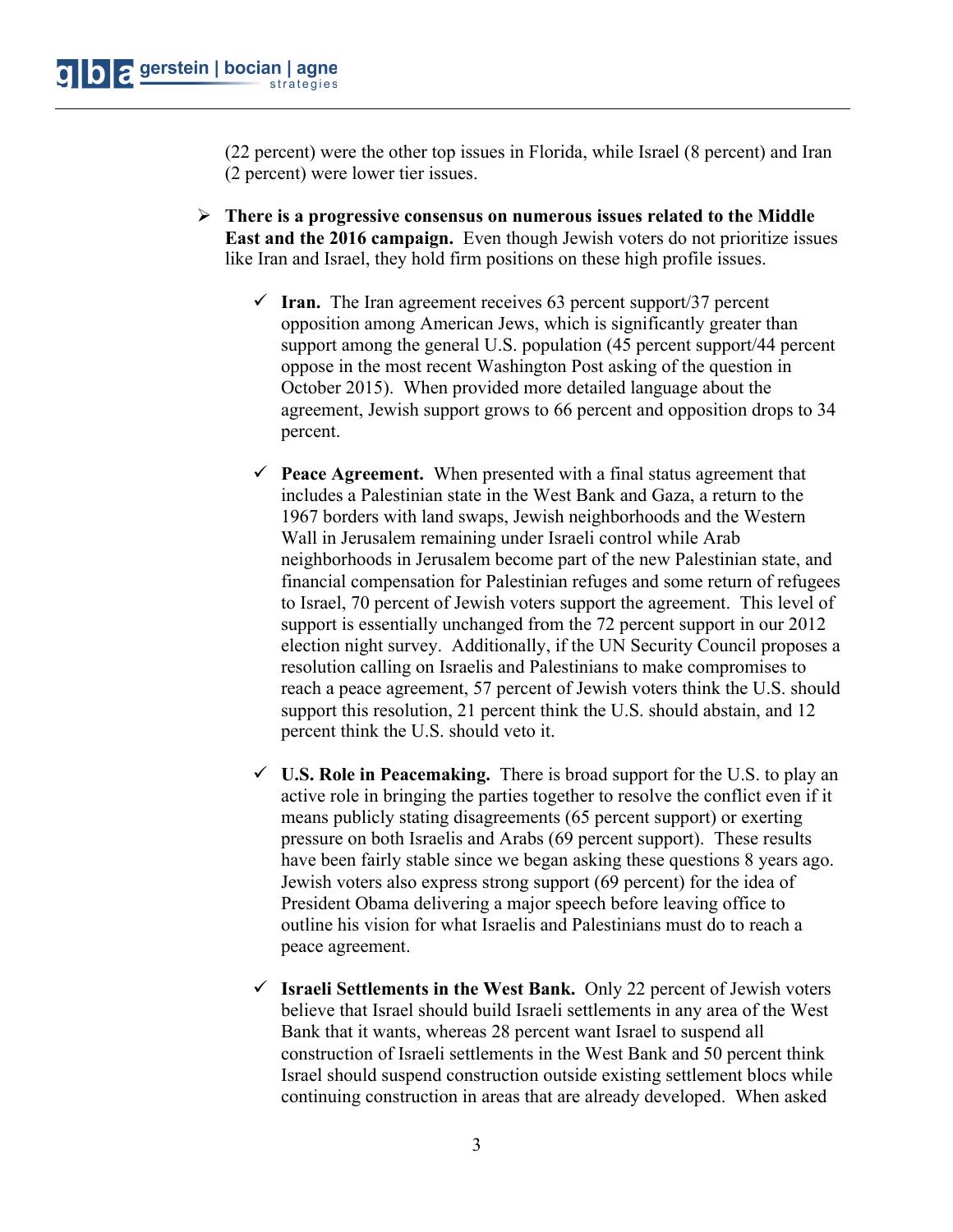(22 percent) were the other top issues in Florida, while Israel (8 percent) and Iran (2 percent) were lower tier issues.

- **There is a progressive consensus on numerous issues related to the Middle East and the 2016 campaign.** Even though Jewish voters do not prioritize issues like Iran and Israel, they hold firm positions on these high profile issues.

  - **Iran.** The Iran agreement receives 63 percent support/37 percent opposition among American Jews, which is significantly greater than support among the general U.S. population (45 percent support/44 percent oppose in the most recent Washington Post asking of the question in October 2015). When provided more detailed language about the agreement, Jewish support grows to 66 percent and opposition drops to 34 percent.

  - **Peace Agreement.** When presented with a final status agreement that includes a Palestinian state in the West Bank and Gaza, a return to the 1967 borders with land swaps, Jewish neighborhoods and the Western Wall in Jerusalem remaining under Israeli control while Arab neighborhoods in Jerusalem become part of the new Palestinian state, and financial compensation for Palestinian refuges and some return of refugees to Israel, 70 percent of Jewish voters support the agreement. This level of support is essentially unchanged from the 72 percent support in our 2012 election night survey. Additionally, if the UN Security Council proposes a resolution calling on Israelis and Palestinians to make compromises to reach a peace agreement, 57 percent of Jewish voters think the U.S. should support this resolution, 21 percent think the U.S. should abstain, and 12 percent think the U.S. should veto it.

  - **U.S. Role in Peacemaking.** There is broad support for the U.S. to play an active role in bringing the parties together to resolve the conflict even if it means publicly stating disagreements (65 percent support) or exerting pressure on both Israelis and Arabs (69 percent support). These results have been fairly stable since we began asking these questions 8 years ago. Jewish voters also express strong support (69 percent) for the idea of President Obama delivering a major speech before leaving office to outline his vision for what Israelis and Palestinians must do to reach a peace agreement.

  - **Israeli Settlements in the West Bank.** Only 22 percent of Jewish voters believe that Israel should build Israeli settlements in any area of the West Bank that it wants, whereas 28 percent want Israel to suspend all construction of Israeli settlements in the West Bank and 50 percent think Israel should suspend construction outside existing settlement blocs while continuing construction in areas that are already developed. When asked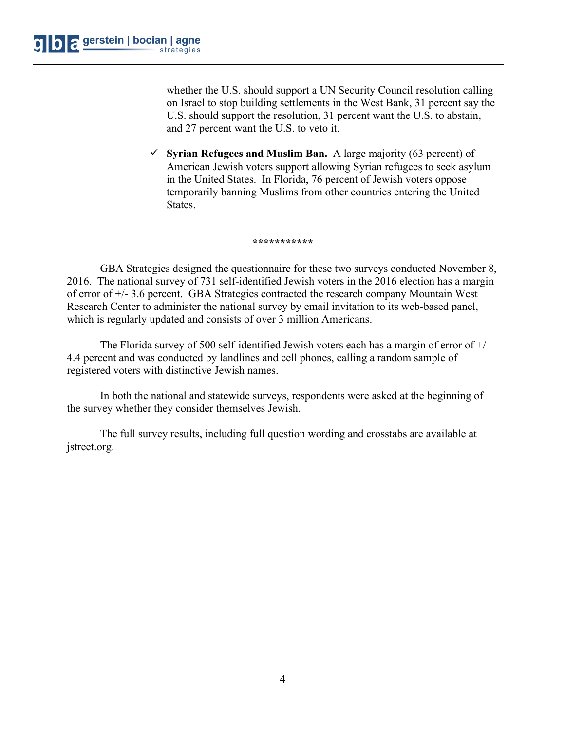whether the U.S. should support a UN Security Council resolution calling on Israel to stop building settlements in the West Bank, 31 percent say the U.S. should support the resolution, 31 percent want the U.S. to abstain, and 27 percent want the U.S. to veto it.

- ✓ **Syrian Refugees and Muslim Ban.** A large majority (63 percent) of American Jewish voters support allowing Syrian refugees to seek asylum in the United States. In Florida, 76 percent of Jewish voters oppose temporarily banning Muslims from other countries entering the United States.

***********

GBA Strategies designed the questionnaire for these two surveys conducted November 8, 2016. The national survey of 731 self-identified Jewish voters in the 2016 election has a margin of error of +/- 3.6 percent. GBA Strategies contracted the research company Mountain West Research Center to administer the national survey by email invitation to its web-based panel, which is regularly updated and consists of over 3 million Americans.

The Florida survey of 500 self-identified Jewish voters each has a margin of error of +/- 4.4 percent and was conducted by landlines and cell phones, calling a random sample of registered voters with distinctive Jewish names.

In both the national and statewide surveys, respondents were asked at the beginning of the survey whether they consider themselves Jewish.

The full survey results, including full question wording and crosstabs are available at jstreet.org.